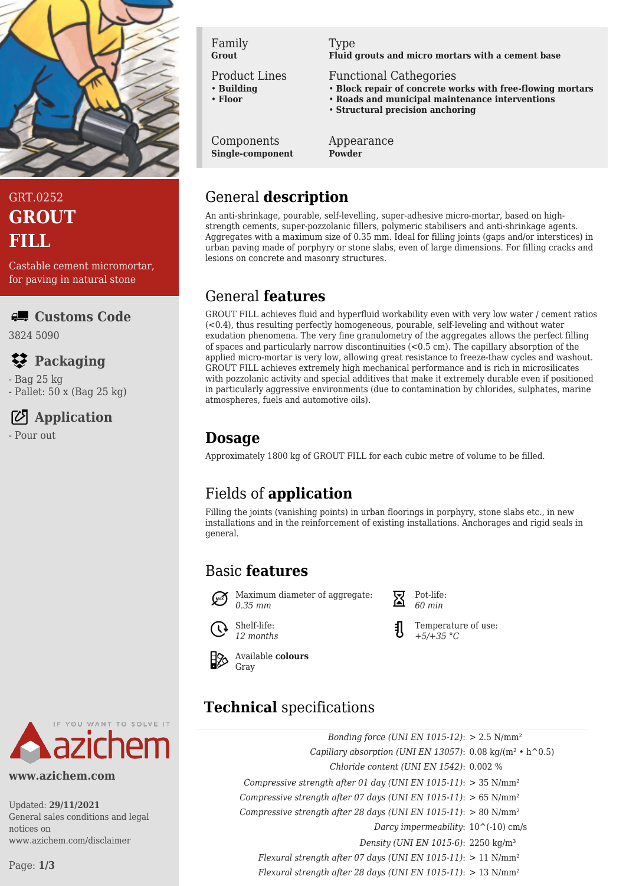GRT.0252

# GROUT FILL

Castable cement micromortar, for paving in natural stone

## Customs Code

3824 5090

## Packaging

- Bag 25 kg
- Pallet: 50 x (Bag 25 kg)

## Application

- Pour out

www.azichem.com

Updated: **29/11/2021**
General sales conditions and legal notices on www.azichem.com/disclaimer

| Family | Type |
|---|---|
| **Grout** | **Fluid grouts and micro mortars with a cement base** |
| **Product Lines** | **Functional Cathegories** |
| • **Building**<br>• **Floor** | • **Block repair of concrete works with free-flowing mortars**<br>• **Roads and municipal maintenance interventions**<br>• **Structural precision anchoring** |
| **Components** | **Appearance** |
| **Single-component** | **Powder** |

## General **description**

An anti-shrinkage, pourable, self-levelling, super-adhesive micro-mortar, based on high-strength cements, super-pozzolanic fillers, polymeric stabilisers and anti-shrinkage agents. Aggregates with a maximum size of 0.35 mm. Ideal for filling joints (gaps and/or interstices) in urban paving made of porphyry or stone slabs, even of large dimensions. For filling cracks and lesions on concrete and masonry structures.

## General **features**

GROUT FILL achieves fluid and hyperfluid workability even with very low water / cement ratios (<0.4), thus resulting perfectly homogeneous, pourable, self-leveling and without water exudation phenomena. The very fine granulometry of the aggregates allows the perfect filling of spaces and particularly narrow discontinuities (<0.5 cm). The capillary absorption of the applied micro-mortar is very low, allowing great resistance to freeze-thaw cycles and washout. GROUT FILL achieves extremely high mechanical performance and is rich in microsilicates with pozzolanic activity and special additives that make it extremely durable even if positioned in particularly aggressive environments (due to contamination by chlorides, sulphates, marine atmospheres, fuels and automotive oils).

## **Dosage**

Approximately 1800 kg of GROUT FILL for each cubic metre of volume to be filled.

## Fields of **application**

Filling the joints (vanishing points) in urban floorings in porphyry, stone slabs etc., in new installations and in the reinforcement of existing installations. Anchorages and rigid seals in general.

## Basic **features**

- Maximum diameter of aggregate: *0.35 mm*
- Pot-life: *60 min*
- Shelf-life: *12 months*
- Temperature of use: *+5/+35 °C*
- Available **colours**: Gray

## **Technical** specifications

| | |
|---|---|
| *Bonding force (UNI EN 1015-12)*: | > 2.5 N/mm² |
| *Capillary absorption (UNI EN 13057)*: | 0.08 kg/(m² • h^0.5) |
| *Chloride content (UNI EN 1542)*: | 0.002 % |
| *Compressive strength after 01 day (UNI EN 1015-11)*: | > 35 N/mm² |
| *Compressive strength after 07 days (UNI EN 1015-11)*: | > 65 N/mm² |
| *Compressive strength after 28 days (UNI EN 1015-11)*: | > 80 N/mm² |
| *Darcy impermeability*: | 10^(-10) cm/s |
| *Density (UNI EN 1015-6)*: | 2250 kg/m³ |
| *Flexural strength after 07 days (UNI EN 1015-11)*: | > 11 N/mm² |
| *Flexural strength after 28 days (UNI EN 1015-11)*: | > 13 N/mm² |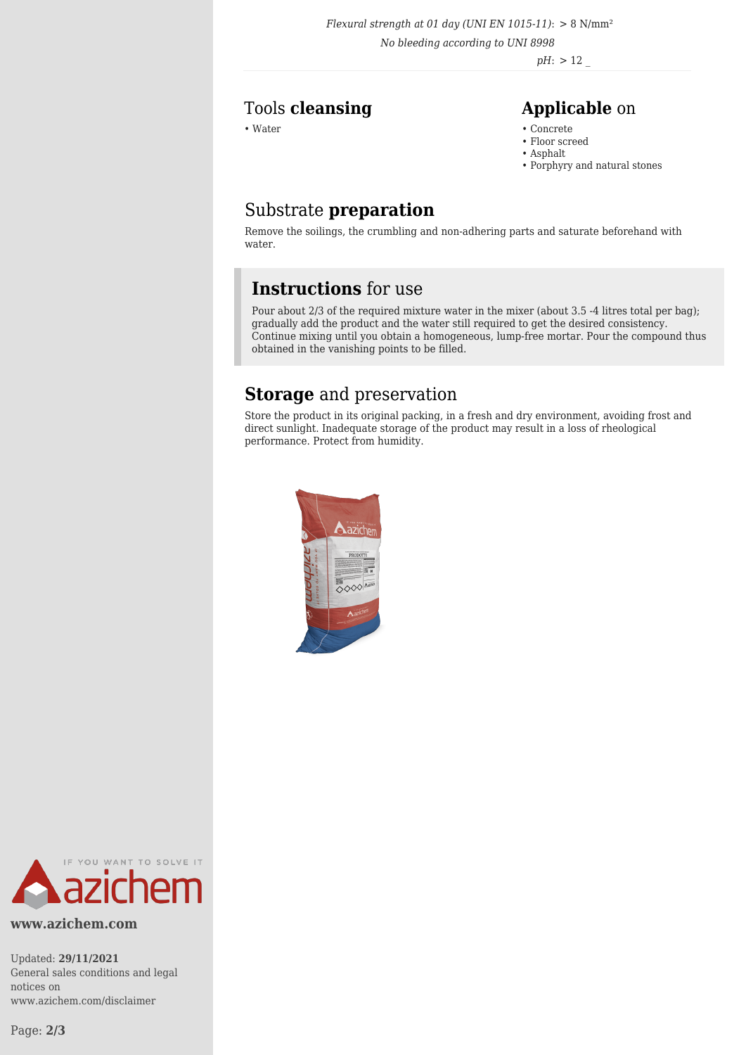*Flexural strength at 01 day (UNI EN 1015-11)*: > 8 N/mm²

*No bleeding according to UNI 8998*

*pH*: > 12 _

## Tools **cleansing**

- Water

## **Applicable** on

- Concrete
- Floor screed
- Asphalt
- Porphyry and natural stones

## Substrate **preparation**

Remove the soilings, the crumbling and non-adhering parts and saturate beforehand with water.

## **Instructions** for use

Pour about 2/3 of the required mixture water in the mixer (about 3.5 -4 litres total per bag); gradually add the product and the water still required to get the desired consistency. Continue mixing until you obtain a homogeneous, lump-free mortar. Pour the compound thus obtained in the vanishing points to be filled.

## **Storage** and preservation

Store the product in its original packing, in a fresh and dry environment, avoiding frost and direct sunlight. Inadequate storage of the product may result in a loss of rheological performance. Protect from humidity.

**www.azichem.com**

Updated: **29/11/2021**
General sales conditions and legal notices on www.azichem.com/disclaimer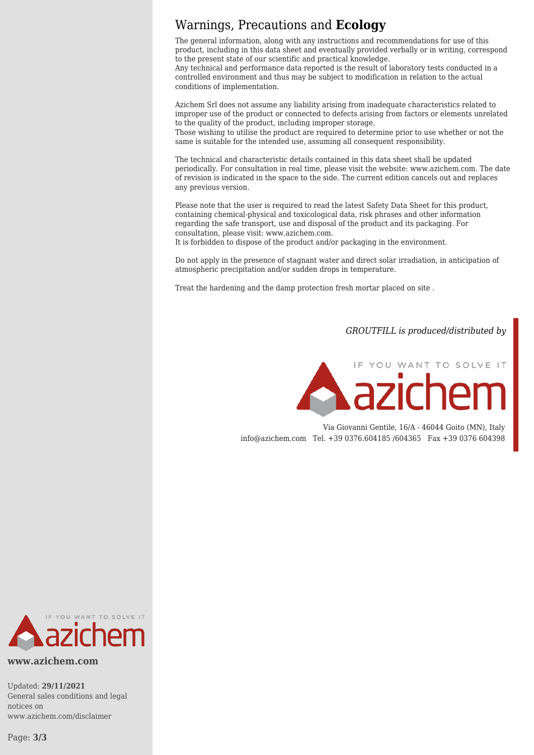# Warnings, Precautions and **Ecology**

The general information, along with any instructions and recommendations for use of this product, including in this data sheet and eventually provided verbally or in writing, correspond to the present state of our scientific and practical knowledge.
Any technical and performance data reported is the result of laboratory tests conducted in a controlled environment and thus may be subject to modification in relation to the actual conditions of implementation.

Azichem Srl does not assume any liability arising from inadequate characteristics related to improper use of the product or connected to defects arising from factors or elements unrelated to the quality of the product, including improper storage.
Those wishing to utilise the product are required to determine prior to use whether or not the same is suitable for the intended use, assuming all consequent responsibility.

The technical and characteristic details contained in this data sheet shall be updated periodically. For consultation in real time, please visit the website: www.azichem.com. The date of revision is indicated in the space to the side. The current edition cancels out and replaces any previous version.

Please note that the user is required to read the latest Safety Data Sheet for this product, containing chemical-physical and toxicological data, risk phrases and other information regarding the safe transport, use and disposal of the product and its packaging. For consultation, please visit: www.azichem.com.
It is forbidden to dispose of the product and/or packaging in the environment.

Do not apply in the presence of stagnant water and direct solar irradiation, in anticipation of atmospheric precipitation and/or sudden drops in temperature.

Treat the hardening and the damp protection fresh mortar placed on site .

*GROUTFILL is produced/distributed by*

IF YOU WANT TO SOLVE IT
azichem

Via Giovanni Gentile, 16/A - 46044 Goito (MN), Italy
info@azichem.com Tel. +39 0376.604185 /604365 Fax +39 0376 604398

**www.azichem.com**

Updated: **29/11/2021**
General sales conditions and legal notices on www.azichem.com/disclaimer